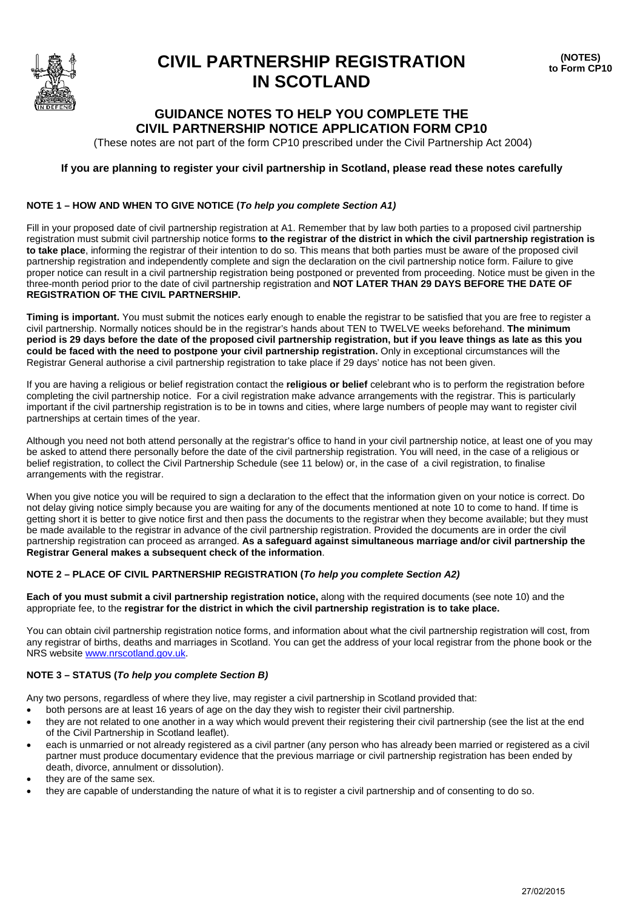# CIVIL PARTNERSHIP REGISTRATION IN SCOTLAND

**(NOTES) to Form CP10**

## GUIDANCE NOTES TO HELP YOU COMPLETE THE CIVIL PARTNERSHIP NOTICE APPLICATION FORM CP10

(These notes are not part of the form CP10 prescribed under the Civil Partnership Act 2004)

**If you are planning to register your civil partnership in Scotland, please read these notes carefully**

### NOTE 1 – HOW AND WHEN TO GIVE NOTICE (*To help you complete Section A1)*

Fill in your proposed date of civil partnership registration at A1. Remember that by law both parties to a proposed civil partnership registration must submit civil partnership notice forms **to the registrar of the district in which the civil partnership registration is to take place**, informing the registrar of their intention to do so. This means that both parties must be aware of the proposed civil partnership registration and independently complete and sign the declaration on the civil partnership notice form. Failure to give proper notice can result in a civil partnership registration being postponed or prevented from proceeding. Notice must be given in the three-month period prior to the date of civil partnership registration and **NOT LATER THAN 29 DAYS BEFORE THE DATE OF REGISTRATION OF THE CIVIL PARTNERSHIP.**

**Timing is important.** You must submit the notices early enough to enable the registrar to be satisfied that you are free to register a civil partnership. Normally notices should be in the registrar's hands about TEN to TWELVE weeks beforehand. **The minimum period is 29 days before the date of the proposed civil partnership registration, but if you leave things as late as this you could be faced with the need to postpone your civil partnership registration.** Only in exceptional circumstances will the Registrar General authorise a civil partnership registration to take place if 29 days' notice has not been given.

If you are having a religious or belief registration contact the **religious or belief** celebrant who is to perform the registration before completing the civil partnership notice. For a civil registration make advance arrangements with the registrar. This is particularly important if the civil partnership registration is to be in towns and cities, where large numbers of people may want to register civil partnerships at certain times of the year.

Although you need not both attend personally at the registrar's office to hand in your civil partnership notice, at least one of you may be asked to attend there personally before the date of the civil partnership registration. You will need, in the case of a religious or belief registration, to collect the Civil Partnership Schedule (see 11 below) or, in the case of a civil registration, to finalise arrangements with the registrar.

When you give notice you will be required to sign a declaration to the effect that the information given on your notice is correct. Do not delay giving notice simply because you are waiting for any of the documents mentioned at note 10 to come to hand. If time is getting short it is better to give notice first and then pass the documents to the registrar when they become available; but they must be made available to the registrar in advance of the civil partnership registration. Provided the documents are in order the civil partnership registration can proceed as arranged. **As a safeguard against simultaneous marriage and/or civil partnership the Registrar General makes a subsequent check of the information**.

### NOTE 2 – PLACE OF CIVIL PARTNERSHIP REGISTRATION (*To help you complete Section A2)*

**Each of you must submit a civil partnership registration notice,** along with the required documents (see note 10) and the appropriate fee, to the **registrar for the district in which the civil partnership registration is to take place.**

You can obtain civil partnership registration notice forms, and information about what the civil partnership registration will cost, from any registrar of births, deaths and marriages in Scotland. You can get the address of your local registrar from the phone book or the NRS website www.nrscotland.gov.uk.

### NOTE 3 – STATUS (*To help you complete Section B)*

Any two persons, regardless of where they live, may register a civil partnership in Scotland provided that:

- both persons are at least 16 years of age on the day they wish to register their civil partnership.
- they are not related to one another in a way which would prevent their registering their civil partnership (see the list at the end of the Civil Partnership in Scotland leaflet).
- each is unmarried or not already registered as a civil partner (any person who has already been married or registered as a civil partner must produce documentary evidence that the previous marriage or civil partnership registration has been ended by death, divorce, annulment or dissolution).
- they are of the same sex.
- they are capable of understanding the nature of what it is to register a civil partnership and of consenting to do so.

27/02/2015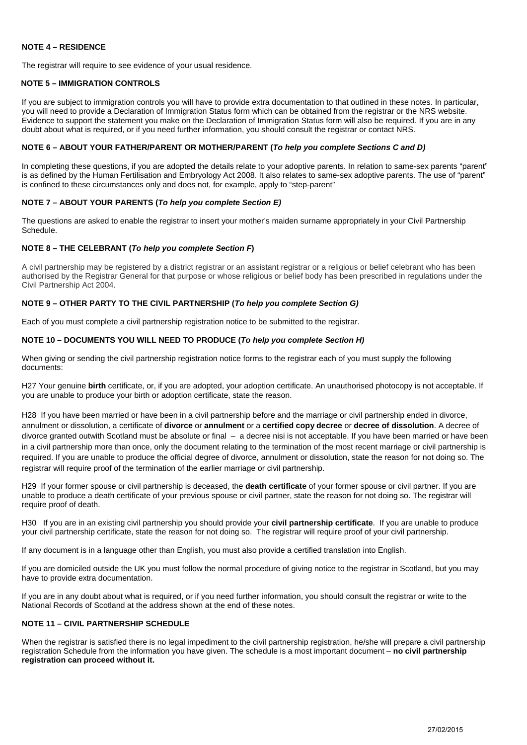**NOTE 4 – RESIDENCE**

The registrar will require to see evidence of your usual residence.

**NOTE 5 – IMMIGRATION CONTROLS**

If you are subject to immigration controls you will have to provide extra documentation to that outlined in these notes. In particular, you will need to provide a Declaration of Immigration Status form which can be obtained from the registrar or the NRS website. Evidence to support the statement you make on the Declaration of Immigration Status form will also be required. If you are in any doubt about what is required, or if you need further information, you should consult the registrar or contact NRS.

**NOTE 6 – ABOUT YOUR FATHER/PARENT OR MOTHER/PARENT (*To help you complete Sections C and D)***

In completing these questions, if you are adopted the details relate to your adoptive parents. In relation to same-sex parents "parent" is as defined by the Human Fertilisation and Embryology Act 2008. It also relates to same-sex adoptive parents. The use of "parent" is confined to these circumstances only and does not, for example, apply to "step-parent"

**NOTE 7 – ABOUT YOUR PARENTS (*To help you complete Section E)***

The questions are asked to enable the registrar to insert your mother's maiden surname appropriately in your Civil Partnership Schedule.

**NOTE 8 – THE CELEBRANT (*To help you complete Section F*)**

A civil partnership may be registered by a district registrar or an assistant registrar or a religious or belief celebrant who has been authorised by the Registrar General for that purpose or whose religious or belief body has been prescribed in regulations under the Civil Partnership Act 2004.

**NOTE 9 – OTHER PARTY TO THE CIVIL PARTNERSHIP (*To help you complete Section G)***

Each of you must complete a civil partnership registration notice to be submitted to the registrar.

**NOTE 10 – DOCUMENTS YOU WILL NEED TO PRODUCE (*To help you complete Section H)***

When giving or sending the civil partnership registration notice forms to the registrar each of you must supply the following documents:

H27 Your genuine **birth** certificate, or, if you are adopted, your adoption certificate. An unauthorised photocopy is not acceptable. If you are unable to produce your birth or adoption certificate, state the reason.

H28 If you have been married or have been in a civil partnership before and the marriage or civil partnership ended in divorce, annulment or dissolution, a certificate of **divorce** or **annulment** or a **certified copy decree** or **decree of dissolution**. A decree of divorce granted outwith Scotland must be absolute or final – a decree nisi is not acceptable. If you have been married or have been in a civil partnership more than once, only the document relating to the termination of the most recent marriage or civil partnership is required. If you are unable to produce the official degree of divorce, annulment or dissolution, state the reason for not doing so. The registrar will require proof of the termination of the earlier marriage or civil partnership.

H29 If your former spouse or civil partnership is deceased, the **death certificate** of your former spouse or civil partner. If you are unable to produce a death certificate of your previous spouse or civil partner, state the reason for not doing so. The registrar will require proof of death.

H30 If you are in an existing civil partnership you should provide your **civil partnership certificate**. If you are unable to produce your civil partnership certificate, state the reason for not doing so. The registrar will require proof of your civil partnership.

If any document is in a language other than English, you must also provide a certified translation into English.

If you are domiciled outside the UK you must follow the normal procedure of giving notice to the registrar in Scotland, but you may have to provide extra documentation.

If you are in any doubt about what is required, or if you need further information, you should consult the registrar or write to the National Records of Scotland at the address shown at the end of these notes.

**NOTE 11 – CIVIL PARTNERSHIP SCHEDULE**

When the registrar is satisfied there is no legal impediment to the civil partnership registration, he/she will prepare a civil partnership registration Schedule from the information you have given. The schedule is a most important document – **no civil partnership registration can proceed without it.**

27/02/2015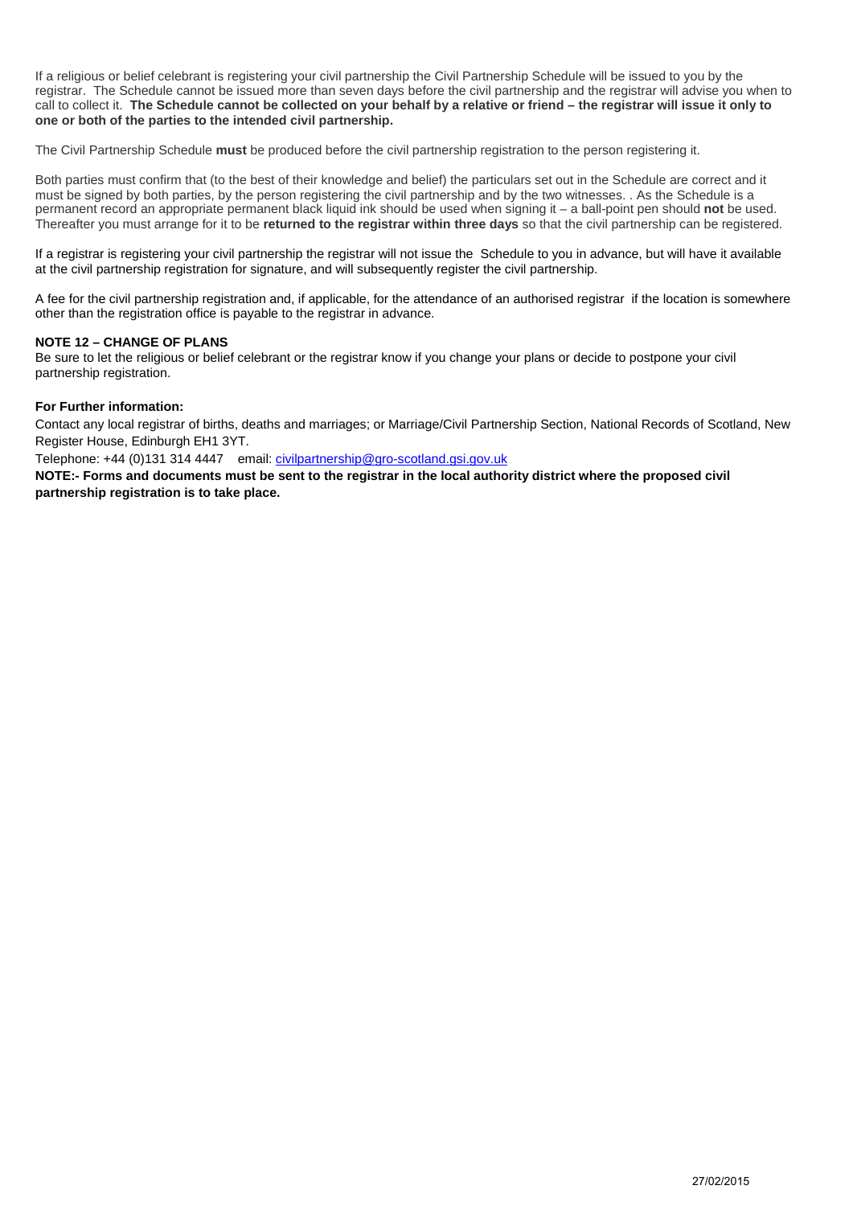If a religious or belief celebrant is registering your civil partnership the Civil Partnership Schedule will be issued to you by the registrar. The Schedule cannot be issued more than seven days before the civil partnership and the registrar will advise you when to call to collect it. **The Schedule cannot be collected on your behalf by a relative or friend – the registrar will issue it only to one or both of the parties to the intended civil partnership.**

The Civil Partnership Schedule **must** be produced before the civil partnership registration to the person registering it.

Both parties must confirm that (to the best of their knowledge and belief) the particulars set out in the Schedule are correct and it must be signed by both parties, by the person registering the civil partnership and by the two witnesses. . As the Schedule is a permanent record an appropriate permanent black liquid ink should be used when signing it – a ball-point pen should **not** be used. Thereafter you must arrange for it to be **returned to the registrar within three days** so that the civil partnership can be registered.

If a registrar is registering your civil partnership the registrar will not issue the Schedule to you in advance, but will have it available at the civil partnership registration for signature, and will subsequently register the civil partnership.

A fee for the civil partnership registration and, if applicable, for the attendance of an authorised registrar if the location is somewhere other than the registration office is payable to the registrar in advance.

**NOTE 12 – CHANGE OF PLANS**

Be sure to let the religious or belief celebrant or the registrar know if you change your plans or decide to postpone your civil partnership registration.

**For Further information:**

Contact any local registrar of births, deaths and marriages; or Marriage/Civil Partnership Section, National Records of Scotland, New Register House, Edinburgh EH1 3YT.

Telephone: +44 (0)131 314 4447 email: civilpartnership@gro-scotland.gsi.gov.uk

**NOTE:- Forms and documents must be sent to the registrar in the local authority district where the proposed civil partnership registration is to take place.**

27/02/2015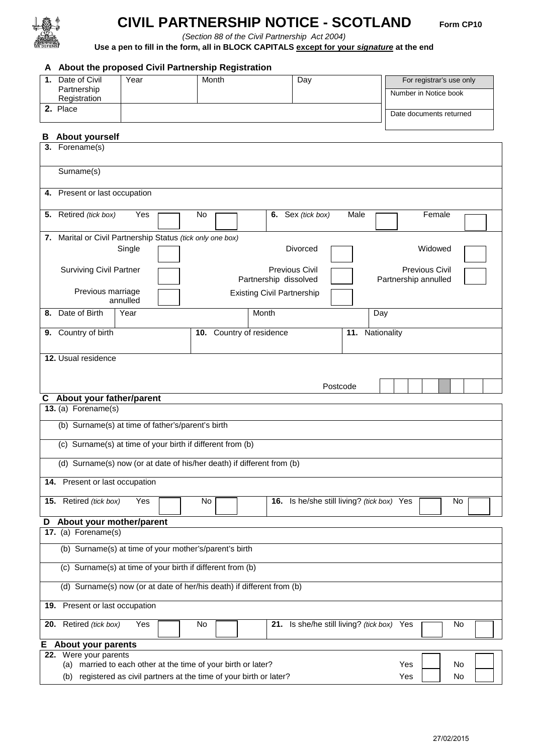# CIVIL PARTNERSHIP NOTICE - SCOTLAND

**Form CP10**

*(Section 88 of the Civil Partnership Act 2004)*

**Use a pen to fill in the form, all in BLOCK CAPITALS except for your *signature* at the end**

## A About the proposed Civil Partnership Registration

| | | | |
|---|---|---|---|
| **1.** Date of Civil Partnership Registration | Year | Month | Day |
| **2.** Place | | | |

| For registrar's use only |
|---|
| Number in Notice book |
| Date documents returned |

## B About yourself

| | | | | | |
|---|---|---|---|---|---|
| **3.** Forename(s) | | | | | |
| Surname(s) | | | | | |
| **4.** Present or last occupation | | | | | |
| **5.** Retired *(tick box)* | Yes ☐ | No ☐ | **6.** Sex *(tick box)* | Male ☐ | Female ☐ |

**7.** Marital or Civil Partnership Status *(tick only one box)*

| | | |
|---|---|---|
| Single ☐ | Divorced ☐ | Widowed ☐ |
| Surviving Civil Partner ☐ | Previous Civil Partnership dissolved ☐ | Previous Civil Partnership annulled ☐ |
| Previous marriage annulled ☐ | Existing Civil Partnership ☐ | |

| | | | |
|---|---|---|---|
| **8.** Date of Birth | Year | Month | Day |

| | | |
|---|---|---|
| **9.** Country of birth | **10.** Country of residence | **11.** Nationality |

**12.** Usual residence

Postcode

## C About your father/parent

| | | | | | |
|---|---|---|---|---|---|
| **13.** (a) Forename(s) | | | | | |
| (b) Surname(s) at time of father's/parent's birth | | | | | |
| (c) Surname(s) at time of your birth if different from (b) | | | | | |
| (d) Surname(s) now (or at date of his/her death) if different from (b) | | | | | |
| **14.** Present or last occupation | | | | | |
| **15.** Retired *(tick box)* | Yes ☐ | No ☐ | **16.** Is he/she still living? *(tick box)* | Yes ☐ | No ☐ |

## D About your mother/parent

| | | | | | |
|---|---|---|---|---|---|
| **17.** (a) Forename(s) | | | | | |
| (b) Surname(s) at time of your mother's/parent's birth | | | | | |
| (c) Surname(s) at time of your birth if different from (b) | | | | | |
| (d) Surname(s) now (or at date of her/his death) if different from (b) | | | | | |
| **19.** Present or last occupation | | | | | |
| **20.** Retired *(tick box)* | Yes ☐ | No ☐ | **21.** Is she/he still living? *(tick box)* | Yes ☐ | No ☐ |

## E About your parents

**22.** Were your parents

| | | |
|---|---|---|
| (a) married to each other at the time of your birth or later? | Yes ☐ | No ☐ |
| (b) registered as civil partners at the time of your birth or later? | Yes ☐ | No ☐ |

27/02/2015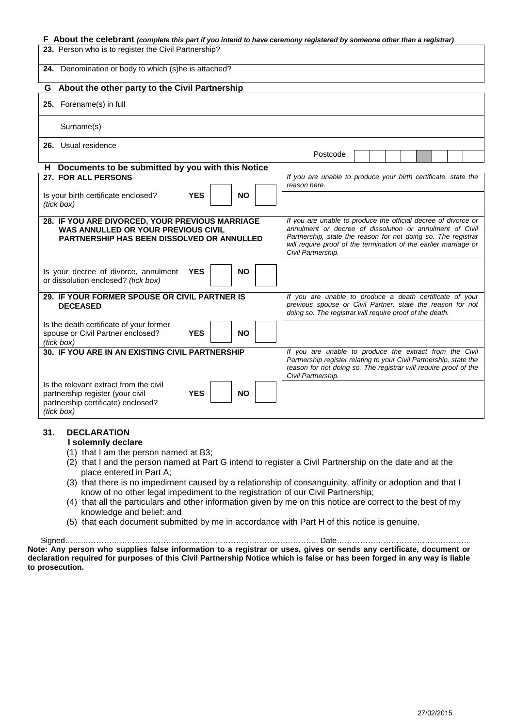**F About the celebrant** *(complete this part if you intend to have ceremony registered by someone other than a registrar)*

| |
|---|
| **23.** Person who is to register the Civil Partnership? |
| **24.** Denomination or body to which (s)he is attached? |

**G About the other party to the Civil Partnership**

| | |
|---|---|
| **25.** Forename(s) in full | |
| Surname(s) | |
| **26.** Usual residence | Postcode |

**H Documents to be submitted by you with this Notice**

| | |
|---|---|
| **27. FOR ALL PERSONS** | *If you are unable to produce your birth certificate, state the reason here.* |
| Is your birth certificate enclosed? *(tick box)* **YES** ☐ **NO** ☐ | |
| **28. IF YOU ARE DIVORCED, YOUR PREVIOUS MARRIAGE WAS ANNULLED OR YOUR PREVIOUS CIVIL PARTNERSHIP HAS BEEN DISSOLVED OR ANNULLED** | *If you are unable to produce the official decree of divorce or annulment or decree of dissolution or annulment of Civil Partnership, state the reason for not doing so. The registrar will require proof of the termination of the earlier marriage or Civil Partnership.* |
| Is your decree of divorce, annulment or dissolution enclosed? *(tick box)* **YES** ☐ **NO** ☐ | |
| **29. IF YOUR FORMER SPOUSE OR CIVIL PARTNER IS DECEASED** | *If you are unable to produce a death certificate of your previous spouse or Civil Partner, state the reason for not doing so. The registrar will require proof of the death.* |
| Is the death certificate of your former spouse or Civil Partner enclosed? *(tick box)* **YES** ☐ **NO** ☐ | |
| **30. IF YOU ARE IN AN EXISTING CIVIL PARTNERSHIP** | *If you are unable to produce the extract from the Civil Partnership register relating to your Civil Partnership, state the reason for not doing so. The registrar will require proof of the Civil Partnership.* |
| Is the relevant extract from the civil partnership register (your civil partnership certificate) enclosed? *(tick box)* **YES** ☐ **NO** ☐ | |

**31. DECLARATION**

**I solemnly declare**

(1) that I am the person named at B3;
(2) that I and the person named at Part G intend to register a Civil Partnership on the date and at the place entered in Part A;
(3) that there is no impediment caused by a relationship of consanguinity, affinity or adoption and that I know of no other legal impediment to the registration of our Civil Partnership;
(4) that all the particulars and other information given by me on this notice are correct to the best of my knowledge and belief: and
(5) that each document submitted by me in accordance with Part H of this notice is genuine.

Signed……………………………………………………………………………………….. Date……………………………………………

**Note: Any person who supplies false information to a registrar or uses, gives or sends any certificate, document or declaration required for purposes of this Civil Partnership Notice which is false or has been forged in any way is liable to prosecution.**

27/02/2015